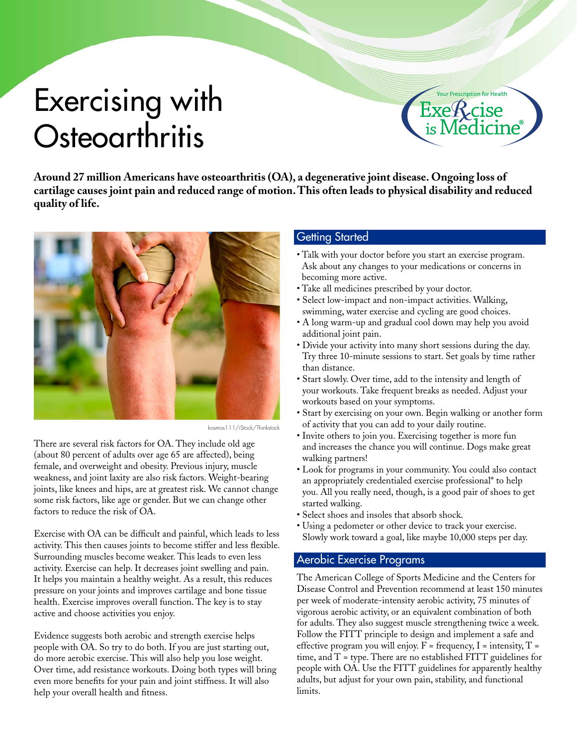# Exercising with Osteoarthritis

Your Prescription for Health
Exercise is Medicine®

**Around 27 million Americans have osteoarthritis (OA), a degenerative joint disease. Ongoing loss of cartilage causes joint pain and reduced range of motion. This often leads to physical disability and reduced quality of life.**

kosmos111/iStock/Thinkstock

There are several risk factors for OA. They include old age (about 80 percent of adults over age 65 are affected), being female, and overweight and obesity. Previous injury, muscle weakness, and joint laxity are also risk factors. Weight-bearing joints, like knees and hips, are at greatest risk. We cannot change some risk factors, like age or gender. But we can change other factors to reduce the risk of OA.

Exercise with OA can be difficult and painful, which leads to less activity. This then causes joints to become stiffer and less flexible. Surrounding muscles become weaker. This leads to even less activity. Exercise can help. It decreases joint swelling and pain. It helps you maintain a healthy weight. As a result, this reduces pressure on your joints and improves cartilage and bone tissue health. Exercise improves overall function. The key is to stay active and choose activities you enjoy.

Evidence suggests both aerobic and strength exercise helps people with OA. So try to do both. If you are just starting out, do more aerobic exercise. This will also help you lose weight. Over time, add resistance workouts. Doing both types will bring even more benefits for your pain and joint stiffness. It will also help your overall health and fitness.

## Getting Started

- Talk with your doctor before you start an exercise program. Ask about any changes to your medications or concerns in becoming more active.
- Take all medicines prescribed by your doctor.
- Select low-impact and non-impact activities. Walking, swimming, water exercise and cycling are good choices.
- A long warm-up and gradual cool down may help you avoid additional joint pain.
- Divide your activity into many short sessions during the day. Try three 10-minute sessions to start. Set goals by time rather than distance.
- Start slowly. Over time, add to the intensity and length of your workouts. Take frequent breaks as needed. Adjust your workouts based on your symptoms.
- Start by exercising on your own. Begin walking or another form of activity that you can add to your daily routine.
- Invite others to join you. Exercising together is more fun and increases the chance you will continue. Dogs make great walking partners!
- Look for programs in your community. You could also contact an appropriately credentialed exercise professional* to help you. All you really need, though, is a good pair of shoes to get started walking.
- Select shoes and insoles that absorb shock.
- Using a pedometer or other device to track your exercise. Slowly work toward a goal, like maybe 10,000 steps per day.

## Aerobic Exercise Programs

The American College of Sports Medicine and the Centers for Disease Control and Prevention recommend at least 150 minutes per week of moderate-intensity aerobic activity, 75 minutes of vigorous aerobic activity, or an equivalent combination of both for adults. They also suggest muscle strengthening twice a week. Follow the FITT principle to design and implement a safe and effective program you will enjoy. F = frequency, I = intensity, T = time, and T = type. There are no established FITT guidelines for people with OA. Use the FITT guidelines for apparently healthy adults, but adjust for your own pain, stability, and functional limits.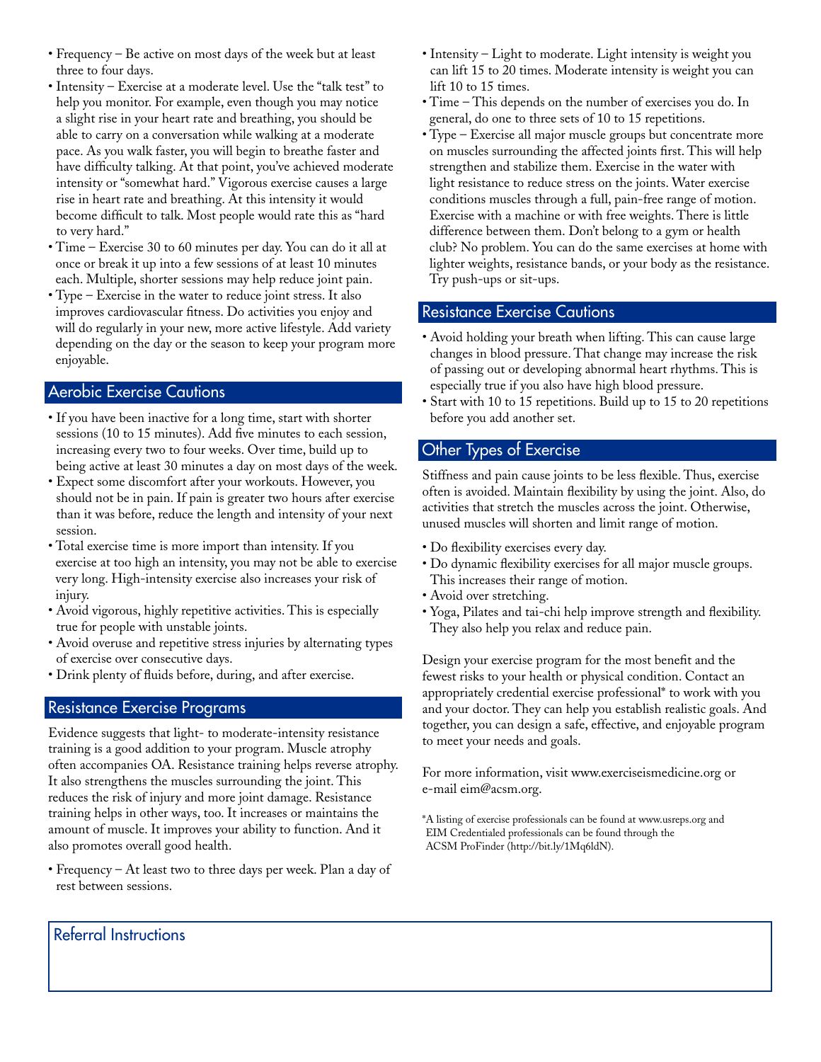- Frequency – Be active on most days of the week but at least three to four days.
- Intensity – Exercise at a moderate level. Use the "talk test" to help you monitor. For example, even though you may notice a slight rise in your heart rate and breathing, you should be able to carry on a conversation while walking at a moderate pace. As you walk faster, you will begin to breathe faster and have difficulty talking. At that point, you've achieved moderate intensity or "somewhat hard." Vigorous exercise causes a large rise in heart rate and breathing. At this intensity it would become difficult to talk. Most people would rate this as "hard to very hard."
- Time – Exercise 30 to 60 minutes per day. You can do it all at once or break it up into a few sessions of at least 10 minutes each. Multiple, shorter sessions may help reduce joint pain.
- Type – Exercise in the water to reduce joint stress. It also improves cardiovascular fitness. Do activities you enjoy and will do regularly in your new, more active lifestyle. Add variety depending on the day or the season to keep your program more enjoyable.

## Aerobic Exercise Cautions

- If you have been inactive for a long time, start with shorter sessions (10 to 15 minutes). Add five minutes to each session, increasing every two to four weeks. Over time, build up to being active at least 30 minutes a day on most days of the week.
- Expect some discomfort after your workouts. However, you should not be in pain. If pain is greater two hours after exercise than it was before, reduce the length and intensity of your next session.
- Total exercise time is more import than intensity. If you exercise at too high an intensity, you may not be able to exercise very long. High-intensity exercise also increases your risk of injury.
- Avoid vigorous, highly repetitive activities. This is especially true for people with unstable joints.
- Avoid overuse and repetitive stress injuries by alternating types of exercise over consecutive days.
- Drink plenty of fluids before, during, and after exercise.

## Resistance Exercise Programs

Evidence suggests that light- to moderate-intensity resistance training is a good addition to your program. Muscle atrophy often accompanies OA. Resistance training helps reverse atrophy. It also strengthens the muscles surrounding the joint. This reduces the risk of injury and more joint damage. Resistance training helps in other ways, too. It increases or maintains the amount of muscle. It improves your ability to function. And it also promotes overall good health.

- Frequency – At least two to three days per week. Plan a day of rest between sessions.
- Intensity – Light to moderate. Light intensity is weight you can lift 15 to 20 times. Moderate intensity is weight you can lift 10 to 15 times.
- Time – This depends on the number of exercises you do. In general, do one to three sets of 10 to 15 repetitions.
- Type – Exercise all major muscle groups but concentrate more on muscles surrounding the affected joints first. This will help strengthen and stabilize them. Exercise in the water with light resistance to reduce stress on the joints. Water exercise conditions muscles through a full, pain-free range of motion. Exercise with a machine or with free weights. There is little difference between them. Don't belong to a gym or health club? No problem. You can do the same exercises at home with lighter weights, resistance bands, or your body as the resistance. Try push-ups or sit-ups.

## Resistance Exercise Cautions

- Avoid holding your breath when lifting. This can cause large changes in blood pressure. That change may increase the risk of passing out or developing abnormal heart rhythms. This is especially true if you also have high blood pressure.
- Start with 10 to 15 repetitions. Build up to 15 to 20 repetitions before you add another set.

## Other Types of Exercise

Stiffness and pain cause joints to be less flexible. Thus, exercise often is avoided. Maintain flexibility by using the joint. Also, do activities that stretch the muscles across the joint. Otherwise, unused muscles will shorten and limit range of motion.

- Do flexibility exercises every day.
- Do dynamic flexibility exercises for all major muscle groups. This increases their range of motion.
- Avoid over stretching.
- Yoga, Pilates and tai-chi help improve strength and flexibility. They also help you relax and reduce pain.

Design your exercise program for the most benefit and the fewest risks to your health or physical condition. Contact an appropriately credential exercise professional* to work with you and your doctor. They can help you establish realistic goals. And together, you can design a safe, effective, and enjoyable program to meet your needs and goals.

For more information, visit www.exerciseismedicine.org or e-mail eim@acsm.org.

*A listing of exercise professionals can be found at www.usreps.org and EIM Credentialed professionals can be found through the ACSM ProFinder (http://bit.ly/1Mq6ldN).

## Referral Instructions